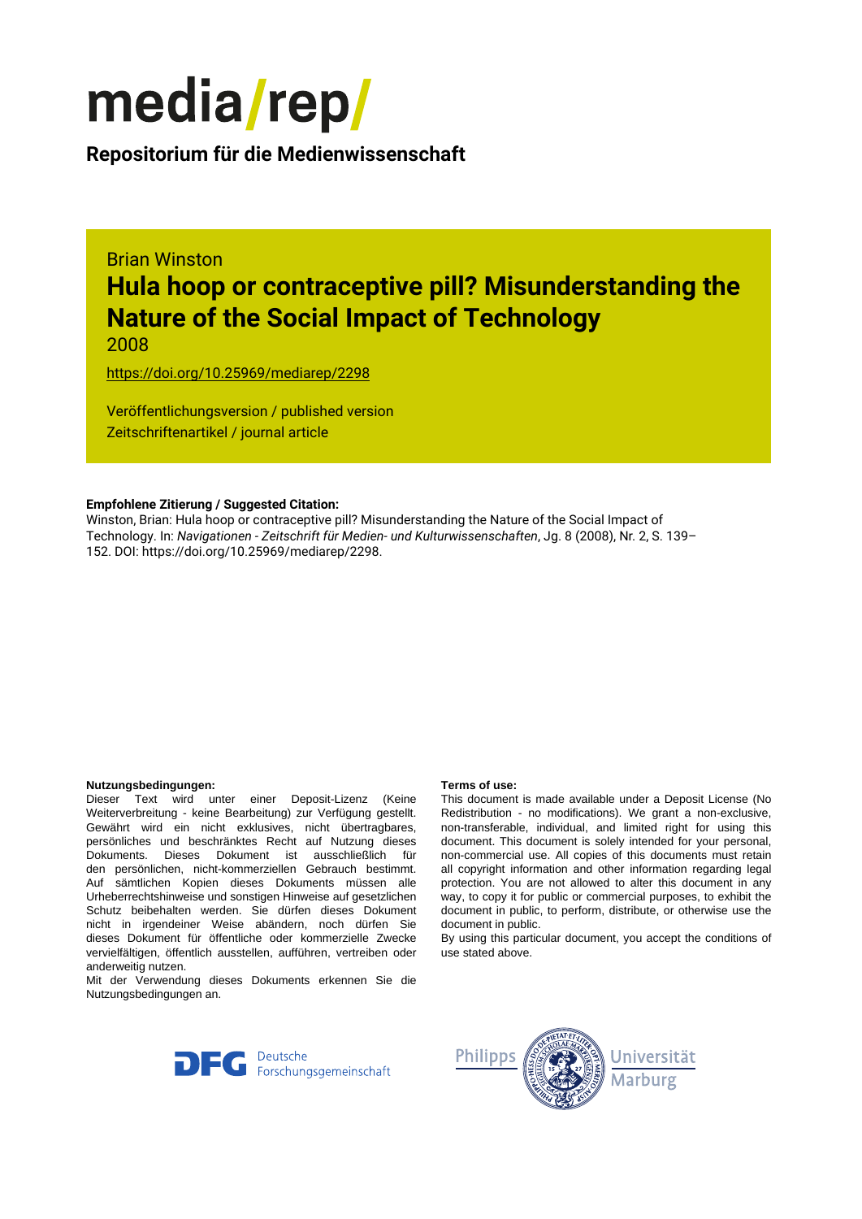# media/rep/

**Repositorium für die Medienwissenschaft**

Brian Winston

# Hula hoop or contraceptive pill? Misunderstanding the Nature of the Social Impact of Technology

2008

https://doi.org/10.25969/mediarep/2298

Veröffentlichungsversion / published version
Zeitschriftenartikel / journal article

**Empfohlene Zitierung / Suggested Citation:**
Winston, Brian: Hula hoop or contraceptive pill? Misunderstanding the Nature of the Social Impact of Technology. In: *Navigationen - Zeitschrift für Medien- und Kulturwissenschaften*, Jg. 8 (2008), Nr. 2, S. 139–152. DOI: https://doi.org/10.25969/mediarep/2298.

**Nutzungsbedingungen:**
Dieser Text wird unter einer Deposit-Lizenz (Keine Weiterverbreitung - keine Bearbeitung) zur Verfügung gestellt. Gewährt wird ein nicht exklusives, nicht übertragbares, persönliches und beschränktes Recht auf Nutzung dieses Dokuments. Dieses Dokument ist ausschließlich für den persönlichen, nicht-kommerziellen Gebrauch bestimmt. Auf sämtlichen Kopien dieses Dokuments müssen alle Urheberrechtshinweise und sonstigen Hinweise auf gesetzlichen Schutz beibehalten werden. Sie dürfen dieses Dokument nicht in irgendeiner Weise abändern, noch dürfen Sie dieses Dokument für öffentliche oder kommerzielle Zwecke vervielfältigen, öffentlich ausstellen, aufführen, vertreiben oder anderweitig nutzen.
Mit der Verwendung dieses Dokuments erkennen Sie die Nutzungsbedingungen an.

**Terms of use:**
This document is made available under a Deposit License (No Redistribution - no modifications). We grant a non-exclusive, non-transferable, individual, and limited right for using this document. This document is solely intended for your personal, non-commercial use. All copies of this documents must retain all copyright information and other information regarding legal protection. You are not allowed to alter this document in any way, to copy it for public or commercial purposes, to exhibit the document in public, to perform, distribute, or otherwise use the document in public.
By using this particular document, you accept the conditions of use stated above.

Deutsche Forschungsgemeinschaft

Philipps Universität Marburg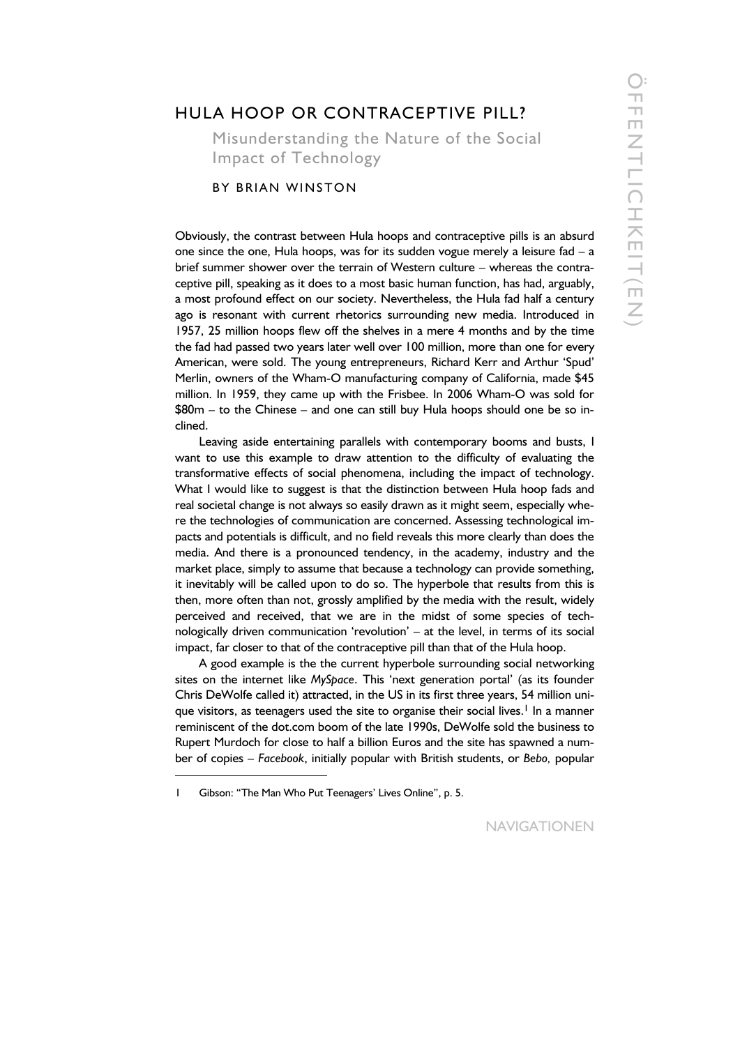# HULA HOOP OR CONTRACEPTIVE PILL?

## Misunderstanding the Nature of the Social Impact of Technology

BY BRIAN WINSTON

Obviously, the contrast between Hula hoops and contraceptive pills is an absurd one since the one, Hula hoops, was for its sudden vogue merely a leisure fad – a brief summer shower over the terrain of Western culture – whereas the contraceptive pill, speaking as it does to a most basic human function, has had, arguably, a most profound effect on our society. Nevertheless, the Hula fad half a century ago is resonant with current rhetorics surrounding new media. Introduced in 1957, 25 million hoops flew off the shelves in a mere 4 months and by the time the fad had passed two years later well over 100 million, more than one for every American, were sold. The young entrepreneurs, Richard Kerr and Arthur 'Spud' Merlin, owners of the Wham-O manufacturing company of California, made $45 million. In 1959, they came up with the Frisbee. In 2006 Wham-O was sold for $80m – to the Chinese – and one can still buy Hula hoops should one be so inclined.

Leaving aside entertaining parallels with contemporary booms and busts, I want to use this example to draw attention to the difficulty of evaluating the transformative effects of social phenomena, including the impact of technology. What I would like to suggest is that the distinction between Hula hoop fads and real societal change is not always so easily drawn as it might seem, especially where the technologies of communication are concerned. Assessing technological impacts and potentials is difficult, and no field reveals this more clearly than does the media. And there is a pronounced tendency, in the academy, industry and the market place, simply to assume that because a technology can provide something, it inevitably will be called upon to do so. The hyperbole that results from this is then, more often than not, grossly amplified by the media with the result, widely perceived and received, that we are in the midst of some species of technologically driven communication 'revolution' – at the level, in terms of its social impact, far closer to that of the contraceptive pill than that of the Hula hoop.

A good example is the the current hyperbole surrounding social networking sites on the internet like *MySpace*. This 'next generation portal' (as its founder Chris DeWolfe called it) attracted, in the US in its first three years, 54 million unique visitors, as teenagers used the site to organise their social lives.[1] In a manner reminiscent of the dot.com boom of the late 1990s, DeWolfe sold the business to Rupert Murdoch for close to half a billion Euros and the site has spawned a number of copies – *Facebook*, initially popular with British students, or *Bebo,* popular

---

1 Gibson: "The Man Who Put Teenagers' Lives Online", p. 5.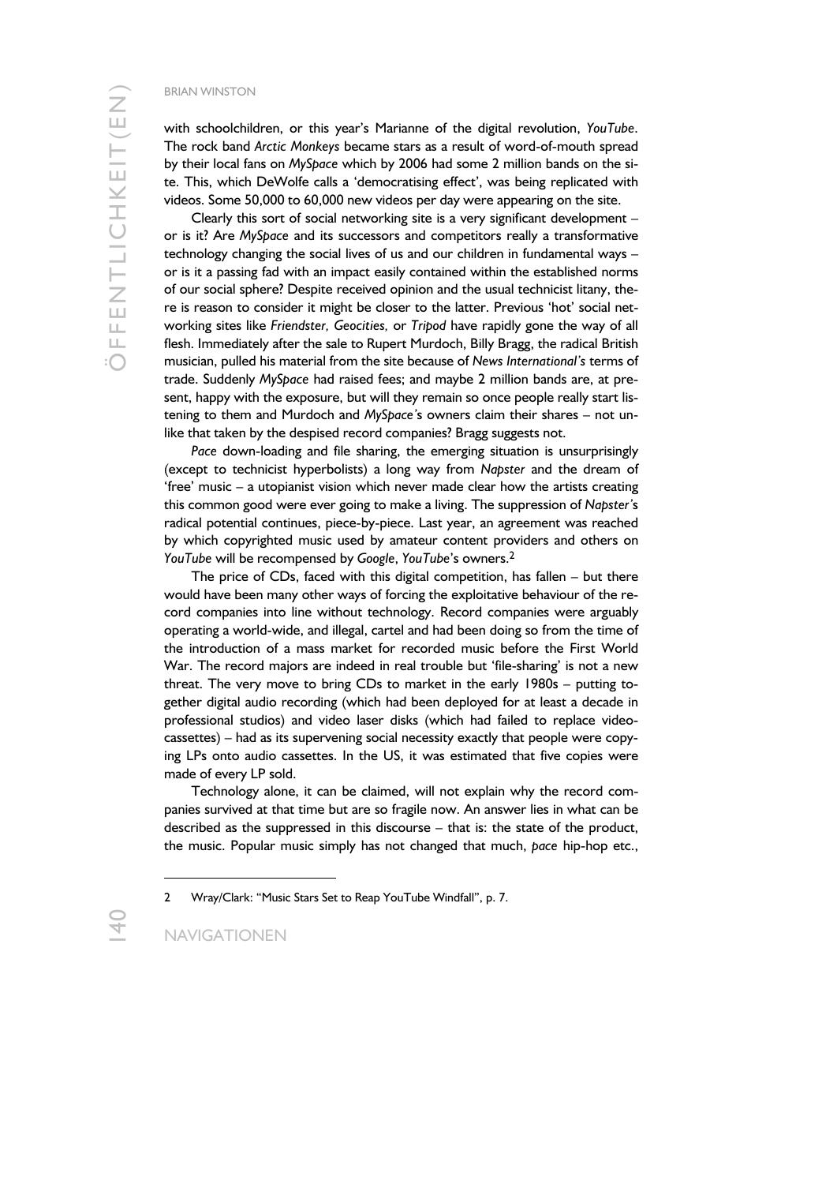with schoolchildren, or this year's Marianne of the digital revolution, *YouTube*. The rock band *Arctic Monkeys* became stars as a result of word-of-mouth spread by their local fans on *MySpace* which by 2006 had some 2 million bands on the site. This, which DeWolfe calls a 'democratising effect', was being replicated with videos. Some 50,000 to 60,000 new videos per day were appearing on the site.

Clearly this sort of social networking site is a very significant development – or is it? Are *MySpace* and its successors and competitors really a transformative technology changing the social lives of us and our children in fundamental ways – or is it a passing fad with an impact easily contained within the established norms of our social sphere? Despite received opinion and the usual technicist litany, there is reason to consider it might be closer to the latter. Previous 'hot' social networking sites like *Friendster, Geocities,* or *Tripod* have rapidly gone the way of all flesh. Immediately after the sale to Rupert Murdoch, Billy Bragg, the radical British musician, pulled his material from the site because of *News International's* terms of trade. Suddenly *MySpace* had raised fees; and maybe 2 million bands are, at present, happy with the exposure, but will they remain so once people really start listening to them and Murdoch and *MySpace's* owners claim their shares – not unlike that taken by the despised record companies? Bragg suggests not.

*Pace* down-loading and file sharing, the emerging situation is unsurprisingly (except to technicist hyperbolists) a long way from *Napster* and the dream of 'free' music – a utopianist vision which never made clear how the artists creating this common good were ever going to make a living. The suppression of *Napster's* radical potential continues, piece-by-piece. Last year, an agreement was reached by which copyrighted music used by amateur content providers and others on *YouTube* will be recompensed by *Google*, *YouTube's* owners.[2]

The price of CDs, faced with this digital competition, has fallen – but there would have been many other ways of forcing the exploitative behaviour of the record companies into line without technology. Record companies were arguably operating a world-wide, and illegal, cartel and had been doing so from the time of the introduction of a mass market for recorded music before the First World War. The record majors are indeed in real trouble but 'file-sharing' is not a new threat. The very move to bring CDs to market in the early 1980s – putting together digital audio recording (which had been deployed for at least a decade in professional studios) and video laser disks (which had failed to replace videocassettes) – had as its supervening social necessity exactly that people were copying LPs onto audio cassettes. In the US, it was estimated that five copies were made of every LP sold.

Technology alone, it can be claimed, will not explain why the record companies survived at that time but are so fragile now. An answer lies in what can be described as the suppressed in this discourse – that is: the state of the product, the music. Popular music simply has not changed that much, *pace* hip-hop etc.,

---

2 Wray/Clark: "Music Stars Set to Reap YouTube Windfall", p. 7.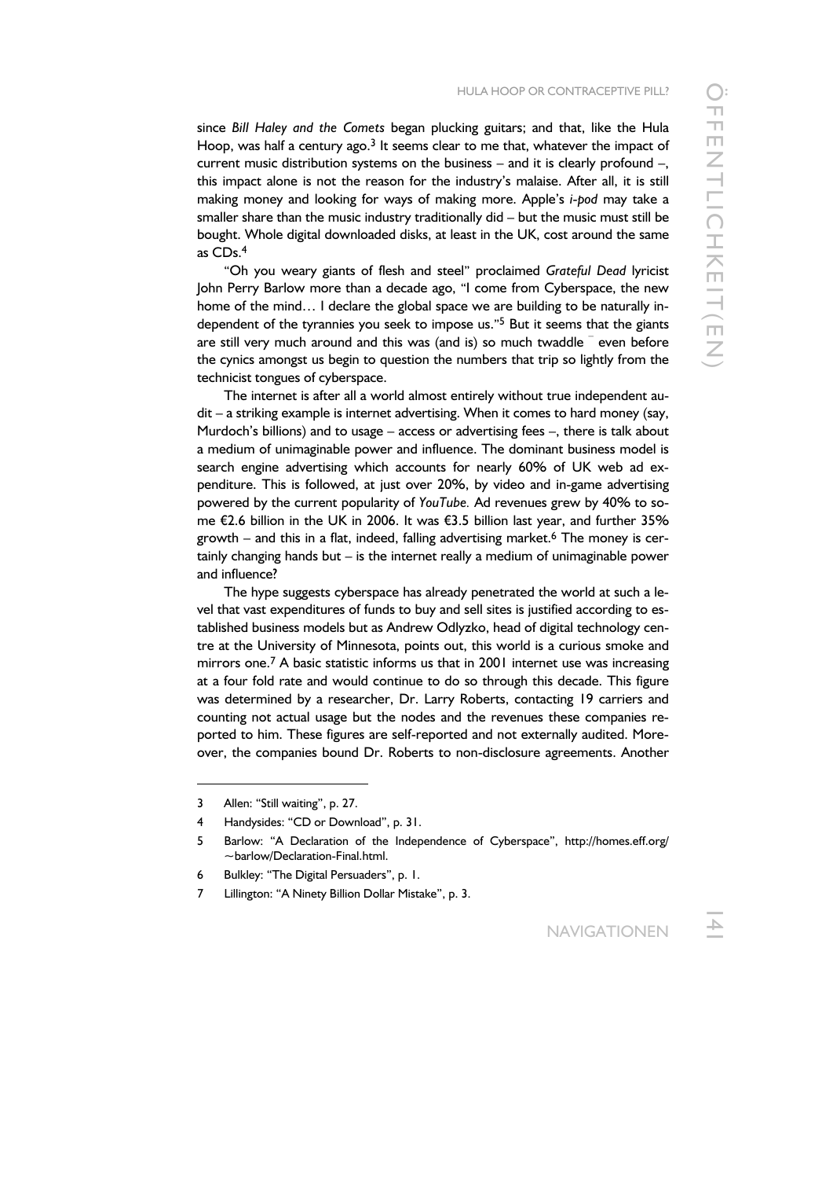since *Bill Haley and the Comets* began plucking guitars; and that, like the Hula Hoop, was half a century ago.[3] It seems clear to me that, whatever the impact of current music distribution systems on the business – and it is clearly profound –, this impact alone is not the reason for the industry's malaise. After all, it is still making money and looking for ways of making more. Apple's *i-pod* may take a smaller share than the music industry traditionally did – but the music must still be bought. Whole digital downloaded disks, at least in the UK, cost around the same as CDs.[4]

"Oh you weary giants of flesh and steel" proclaimed *Grateful Dead* lyricist John Perry Barlow more than a decade ago, "I come from Cyberspace, the new home of the mind… I declare the global space we are building to be naturally independent of the tyrannies you seek to impose us."[5] But it seems that the giants are still very much around and this was (and is) so much twaddle ¯ even before the cynics amongst us begin to question the numbers that trip so lightly from the technicist tongues of cyberspace.

The internet is after all a world almost entirely without true independent audit – a striking example is internet advertising. When it comes to hard money (say, Murdoch's billions) and to usage – access or advertising fees –, there is talk about a medium of unimaginable power and influence. The dominant business model is search engine advertising which accounts for nearly 60% of UK web ad expenditure. This is followed, at just over 20%, by video and in-game advertising powered by the current popularity of *YouTube.* Ad revenues grew by 40% to some €2.6 billion in the UK in 2006. It was €3.5 billion last year, and further 35% growth – and this in a flat, indeed, falling advertising market.[6] The money is certainly changing hands but – is the internet really a medium of unimaginable power and influence?

The hype suggests cyberspace has already penetrated the world at such a level that vast expenditures of funds to buy and sell sites is justified according to established business models but as Andrew Odlyzko, head of digital technology centre at the University of Minnesota, points out, this world is a curious smoke and mirrors one.[7] A basic statistic informs us that in 2001 internet use was increasing at a four fold rate and would continue to do so through this decade. This figure was determined by a researcher, Dr. Larry Roberts, contacting 19 carriers and counting not actual usage but the nodes and the revenues these companies reported to him. These figures are self-reported and not externally audited. Moreover, the companies bound Dr. Roberts to non-disclosure agreements. Another

---

3 Allen: "Still waiting", p. 27.

4 Handysides: "CD or Download", p. 31.

5 Barlow: "A Declaration of the Independence of Cyberspace", http://homes.eff.org/~barlow/Declaration-Final.html.

6 Bulkley: "The Digital Persuaders", p. 1.

7 Lillington: "A Ninety Billion Dollar Mistake", p. 3.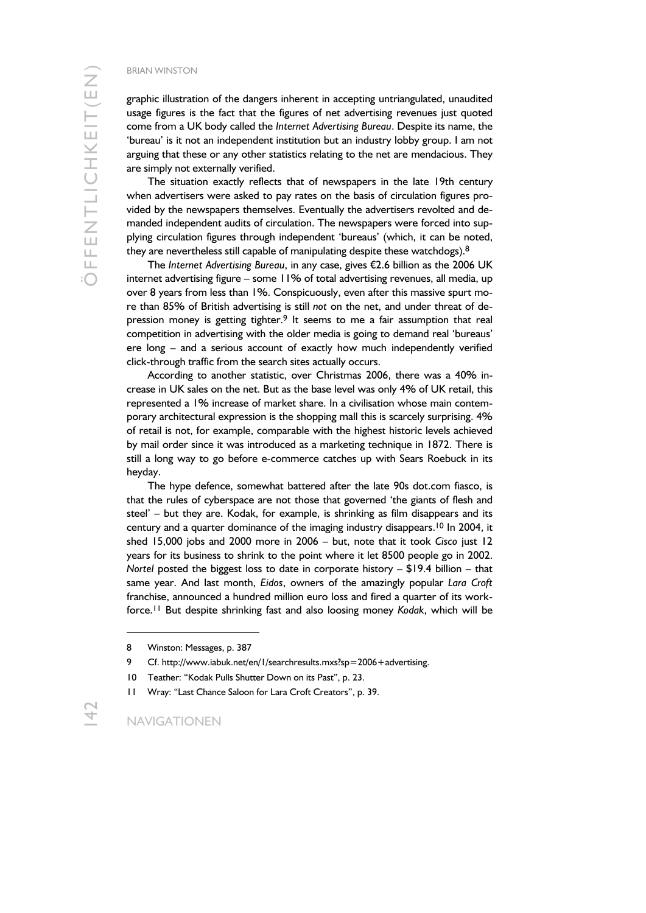graphic illustration of the dangers inherent in accepting untriangulated, unaudited usage figures is the fact that the figures of net advertising revenues just quoted come from a UK body called the *Internet Advertising Bureau*. Despite its name, the 'bureau' is it not an independent institution but an industry lobby group. I am not arguing that these or any other statistics relating to the net are mendacious. They are simply not externally verified.

The situation exactly reflects that of newspapers in the late 19th century when advertisers were asked to pay rates on the basis of circulation figures provided by the newspapers themselves. Eventually the advertisers revolted and demanded independent audits of circulation. The newspapers were forced into supplying circulation figures through independent 'bureaus' (which, it can be noted, they are nevertheless still capable of manipulating despite these watchdogs).[8]

The *Internet Advertising Bureau*, in any case, gives €2.6 billion as the 2006 UK internet advertising figure – some 11% of total advertising revenues, all media, up over 8 years from less than 1%. Conspicuously, even after this massive spurt more than 85% of British advertising is still *not* on the net, and under threat of depression money is getting tighter.[9] It seems to me a fair assumption that real competition in advertising with the older media is going to demand real 'bureaus' ere long – and a serious account of exactly how much independently verified click-through traffic from the search sites actually occurs.

According to another statistic, over Christmas 2006, there was a 40% increase in UK sales on the net. But as the base level was only 4% of UK retail, this represented a 1% increase of market share. In a civilisation whose main contemporary architectural expression is the shopping mall this is scarcely surprising. 4% of retail is not, for example, comparable with the highest historic levels achieved by mail order since it was introduced as a marketing technique in 1872. There is still a long way to go before e-commerce catches up with Sears Roebuck in its heyday.

The hype defence, somewhat battered after the late 90s dot.com fiasco, is that the rules of cyberspace are not those that governed 'the giants of flesh and steel' – but they are. Kodak, for example, is shrinking as film disappears and its century and a quarter dominance of the imaging industry disappears.[10] In 2004, it shed 15,000 jobs and 2000 more in 2006 – but, note that it took *Cisco* just 12 years for its business to shrink to the point where it let 8500 people go in 2002. *Nortel* posted the biggest loss to date in corporate history – $19.4 billion – that same year. And last month, *Eidos*, owners of the amazingly popular *Lara Croft* franchise, announced a hundred million euro loss and fired a quarter of its workforce.[11] But despite shrinking fast and also loosing money *Kodak*, which will be

---

8 Winston: Messages, p. 387

9 Cf. http://www.iabuk.net/en/1/searchresults.mxs?sp=2006+advertising.

10 Teather: "Kodak Pulls Shutter Down on its Past", p. 23.

11 Wray: "Last Chance Saloon for Lara Croft Creators", p. 39.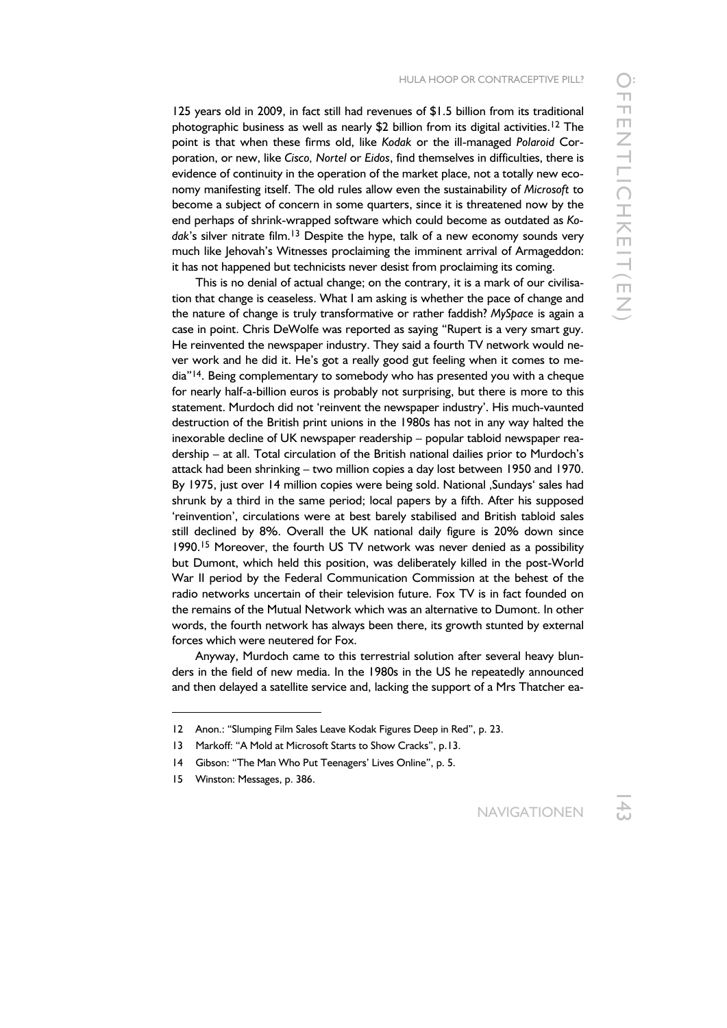125 years old in 2009, in fact still had revenues of $1.5 billion from its traditional photographic business as well as nearly $2 billion from its digital activities.[12] The point is that when these firms old, like *Kodak* or the ill-managed *Polaroid* Corporation, or new, like *Cisco, Nortel* or *Eidos*, find themselves in difficulties, there is evidence of continuity in the operation of the market place, not a totally new economy manifesting itself. The old rules allow even the sustainability of *Microsoft* to become a subject of concern in some quarters, since it is threatened now by the end perhaps of shrink-wrapped software which could become as outdated as *Kodak*'s silver nitrate film.[13] Despite the hype, talk of a new economy sounds very much like Jehovah's Witnesses proclaiming the imminent arrival of Armageddon: it has not happened but technicists never desist from proclaiming its coming.

This is no denial of actual change; on the contrary, it is a mark of our civilisation that change is ceaseless. What I am asking is whether the pace of change and the nature of change is truly transformative or rather faddish? *MySpace* is again a case in point. Chris DeWolfe was reported as saying "Rupert is a very smart guy. He reinvented the newspaper industry. They said a fourth TV network would never work and he did it. He's got a really good gut feeling when it comes to media"[14]. Being complementary to somebody who has presented you with a cheque for nearly half-a-billion euros is probably not surprising, but there is more to this statement. Murdoch did not 'reinvent the newspaper industry'. His much-vaunted destruction of the British print unions in the 1980s has not in any way halted the inexorable decline of UK newspaper readership – popular tabloid newspaper readership – at all. Total circulation of the British national dailies prior to Murdoch's attack had been shrinking – two million copies a day lost between 1950 and 1970. By 1975, just over 14 million copies were being sold. National ‚Sundays' sales had shrunk by a third in the same period; local papers by a fifth. After his supposed 'reinvention', circulations were at best barely stabilised and British tabloid sales still declined by 8%. Overall the UK national daily figure is 20% down since 1990.[15] Moreover, the fourth US TV network was never denied as a possibility but Dumont, which held this position, was deliberately killed in the post-World War II period by the Federal Communication Commission at the behest of the radio networks uncertain of their television future. Fox TV is in fact founded on the remains of the Mutual Network which was an alternative to Dumont. In other words, the fourth network has always been there, its growth stunted by external forces which were neutered for Fox.

Anyway, Murdoch came to this terrestrial solution after several heavy blunders in the field of new media. In the 1980s in the US he repeatedly announced and then delayed a satellite service and, lacking the support of a Mrs Thatcher ea-

---

12 Anon.: "Slumping Film Sales Leave Kodak Figures Deep in Red", p. 23.

13 Markoff: "A Mold at Microsoft Starts to Show Cracks", p.13.

14 Gibson: "The Man Who Put Teenagers' Lives Online", p. 5.

15 Winston: Messages, p. 386.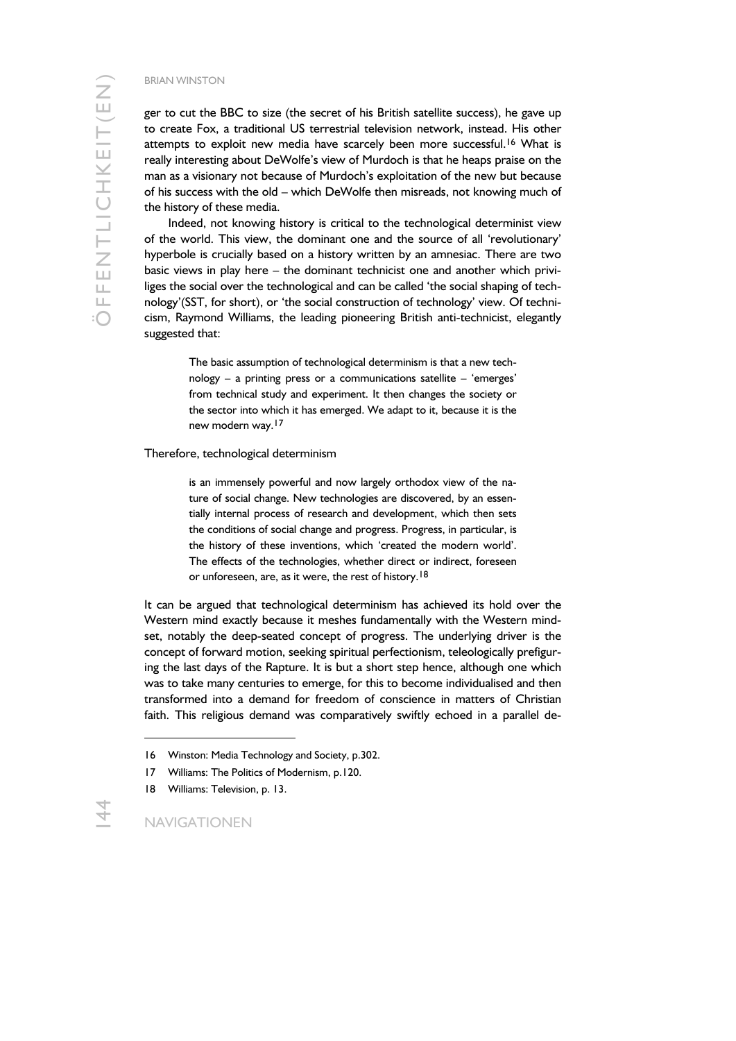ger to cut the BBC to size (the secret of his British satellite success), he gave up to create Fox, a traditional US terrestrial television network, instead. His other attempts to exploit new media have scarcely been more successful.[16] What is really interesting about DeWolfe's view of Murdoch is that he heaps praise on the man as a visionary not because of Murdoch's exploitation of the new but because of his success with the old – which DeWolfe then misreads, not knowing much of the history of these media.

Indeed, not knowing history is critical to the technological determinist view of the world. This view, the dominant one and the source of all 'revolutionary' hyperbole is crucially based on a history written by an amnesiac. There are two basic views in play here – the dominant technicist one and another which priviliges the social over the technological and can be called 'the social shaping of technology'(SST, for short), or 'the social construction of technology' view. Of technicism, Raymond Williams, the leading pioneering British anti-technicist, elegantly suggested that:

> The basic assumption of technological determinism is that a new technology – a printing press or a communications satellite – 'emerges' from technical study and experiment. It then changes the society or the sector into which it has emerged. We adapt to it, because it is the new modern way.[17]

Therefore, technological determinism

> is an immensely powerful and now largely orthodox view of the nature of social change. New technologies are discovered, by an essentially internal process of research and development, which then sets the conditions of social change and progress. Progress, in particular, is the history of these inventions, which 'created the modern world'. The effects of the technologies, whether direct or indirect, foreseen or unforeseen, are, as it were, the rest of history.[18]

It can be argued that technological determinism has achieved its hold over the Western mind exactly because it meshes fundamentally with the Western mindset, notably the deep-seated concept of progress. The underlying driver is the concept of forward motion, seeking spiritual perfectionism, teleologically prefiguring the last days of the Rapture. It is but a short step hence, although one which was to take many centuries to emerge, for this to become individualised and then transformed into a demand for freedom of conscience in matters of Christian faith. This religious demand was comparatively swiftly echoed in a parallel de-

---

16 Winston: Media Technology and Society, p.302.

17 Williams: The Politics of Modernism, p.120.

18 Williams: Television, p. 13.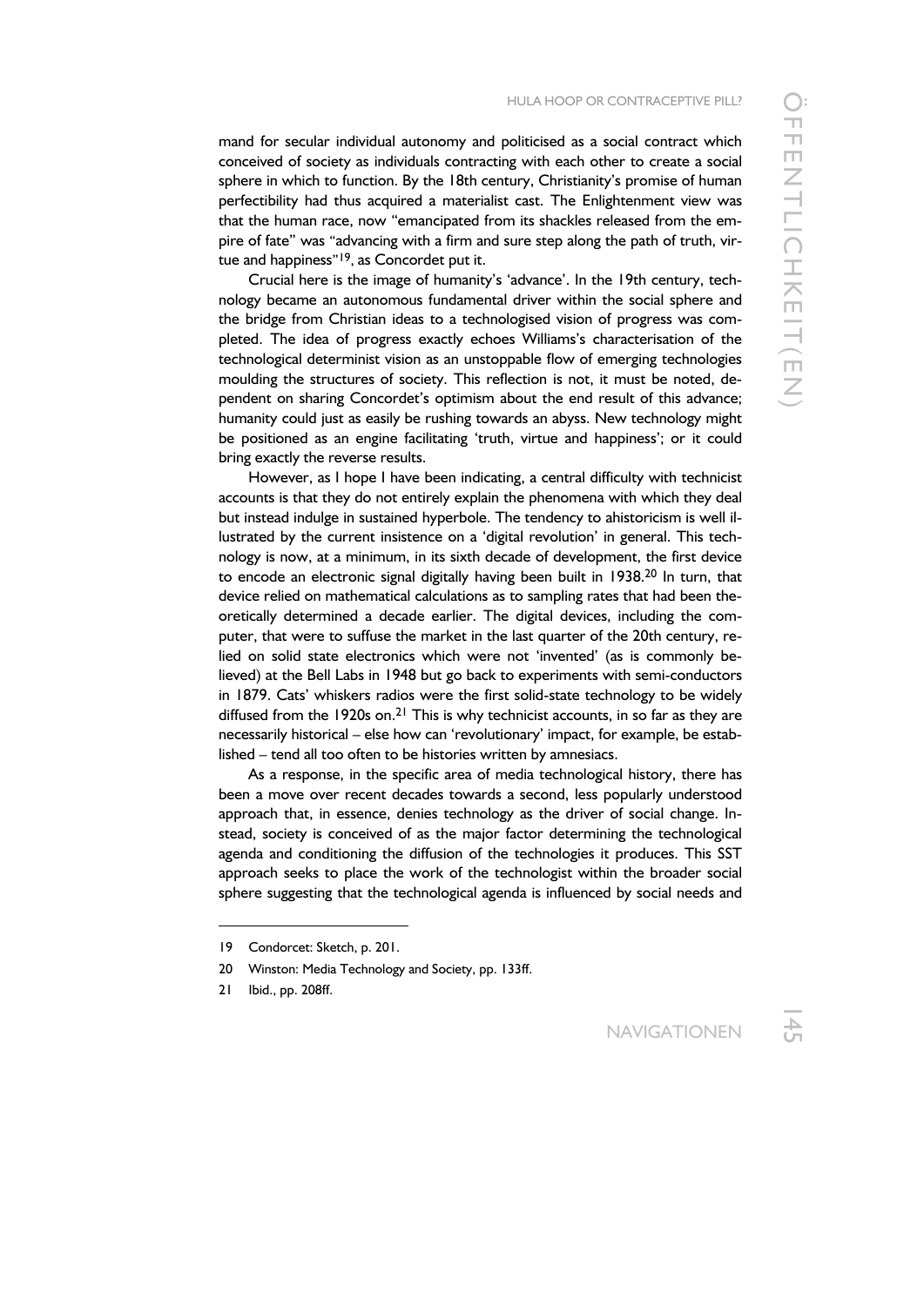mand for secular individual autonomy and politicised as a social contract which conceived of society as individuals contracting with each other to create a social sphere in which to function. By the 18th century, Christianity's promise of human perfectibility had thus acquired a materialist cast. The Enlightenment view was that the human race, now "emancipated from its shackles released from the empire of fate" was "advancing with a firm and sure step along the path of truth, virtue and happiness"[19], as Concordet put it.

Crucial here is the image of humanity's 'advance'. In the 19th century, technology became an autonomous fundamental driver within the social sphere and the bridge from Christian ideas to a technologised vision of progress was completed. The idea of progress exactly echoes Williams's characterisation of the technological determinist vision as an unstoppable flow of emerging technologies moulding the structures of society. This reflection is not, it must be noted, dependent on sharing Concordet's optimism about the end result of this advance; humanity could just as easily be rushing towards an abyss. New technology might be positioned as an engine facilitating 'truth, virtue and happiness'; or it could bring exactly the reverse results.

However, as I hope I have been indicating, a central difficulty with technicist accounts is that they do not entirely explain the phenomena with which they deal but instead indulge in sustained hyperbole. The tendency to ahistoricism is well illustrated by the current insistence on a 'digital revolution' in general. This technology is now, at a minimum, in its sixth decade of development, the first device to encode an electronic signal digitally having been built in 1938.[20] In turn, that device relied on mathematical calculations as to sampling rates that had been theoretically determined a decade earlier. The digital devices, including the computer, that were to suffuse the market in the last quarter of the 20th century, relied on solid state electronics which were not 'invented' (as is commonly believed) at the Bell Labs in 1948 but go back to experiments with semi-conductors in 1879. Cats' whiskers radios were the first solid-state technology to be widely diffused from the 1920s on.[21] This is why technicist accounts, in so far as they are necessarily historical – else how can 'revolutionary' impact, for example, be established – tend all too often to be histories written by amnesiacs.

As a response, in the specific area of media technological history, there has been a move over recent decades towards a second, less popularly understood approach that, in essence, denies technology as the driver of social change. Instead, society is conceived of as the major factor determining the technological agenda and conditioning the diffusion of the technologies it produces. This SST approach seeks to place the work of the technologist within the broader social sphere suggesting that the technological agenda is influenced by social needs and

---

19 Condorcet: Sketch, p. 201.

20 Winston: Media Technology and Society, pp. 133ff.

21 Ibid., pp. 208ff.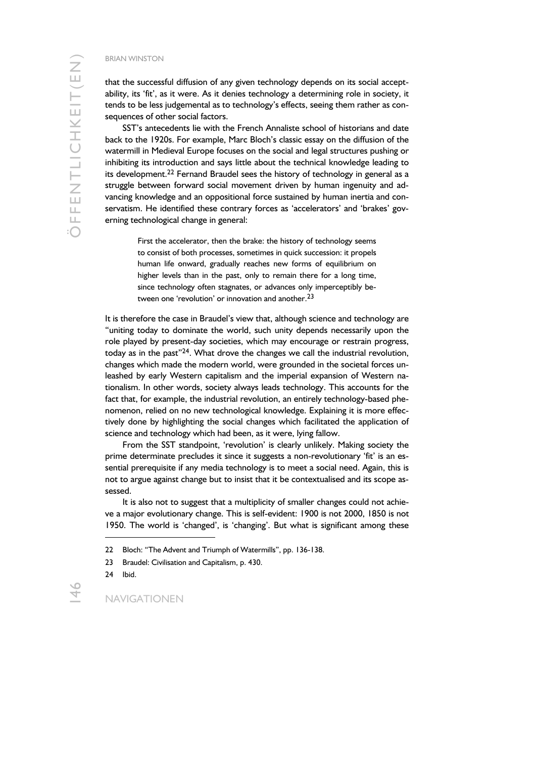that the successful diffusion of any given technology depends on its social acceptability, its 'fit', as it were. As it denies technology a determining role in society, it tends to be less judgemental as to technology's effects, seeing them rather as consequences of other social factors.

SST's antecedents lie with the French Annaliste school of historians and date back to the 1920s. For example, Marc Bloch's classic essay on the diffusion of the watermill in Medieval Europe focuses on the social and legal structures pushing or inhibiting its introduction and says little about the technical knowledge leading to its development.[22] Fernand Braudel sees the history of technology in general as a struggle between forward social movement driven by human ingenuity and advancing knowledge and an oppositional force sustained by human inertia and conservatism. He identified these contrary forces as 'accelerators' and 'brakes' governing technological change in general:

> First the accelerator, then the brake: the history of technology seems to consist of both processes, sometimes in quick succession: it propels human life onward, gradually reaches new forms of equilibrium on higher levels than in the past, only to remain there for a long time, since technology often stagnates, or advances only imperceptibly between one 'revolution' or innovation and another.[23]

It is therefore the case in Braudel's view that, although science and technology are "uniting today to dominate the world, such unity depends necessarily upon the role played by present-day societies, which may encourage or restrain progress, today as in the past"[24]. What drove the changes we call the industrial revolution, changes which made the modern world, were grounded in the societal forces unleashed by early Western capitalism and the imperial expansion of Western nationalism. In other words, society always leads technology. This accounts for the fact that, for example, the industrial revolution, an entirely technology-based phenomenon, relied on no new technological knowledge. Explaining it is more effectively done by highlighting the social changes which facilitated the application of science and technology which had been, as it were, lying fallow.

From the SST standpoint, 'revolution' is clearly unlikely. Making society the prime determinate precludes it since it suggests a non-revolutionary 'fit' is an essential prerequisite if any media technology is to meet a social need. Again, this is not to argue against change but to insist that it be contextualised and its scope assessed.

It is also not to suggest that a multiplicity of smaller changes could not achieve a major evolutionary change. This is self-evident: 1900 is not 2000, 1850 is not 1950. The world is 'changed', is 'changing'. But what is significant among these

---

22 Bloch: "The Advent and Triumph of Watermills", pp. 136-138.

23 Braudel: Civilisation and Capitalism, p. 430.

24 Ibid.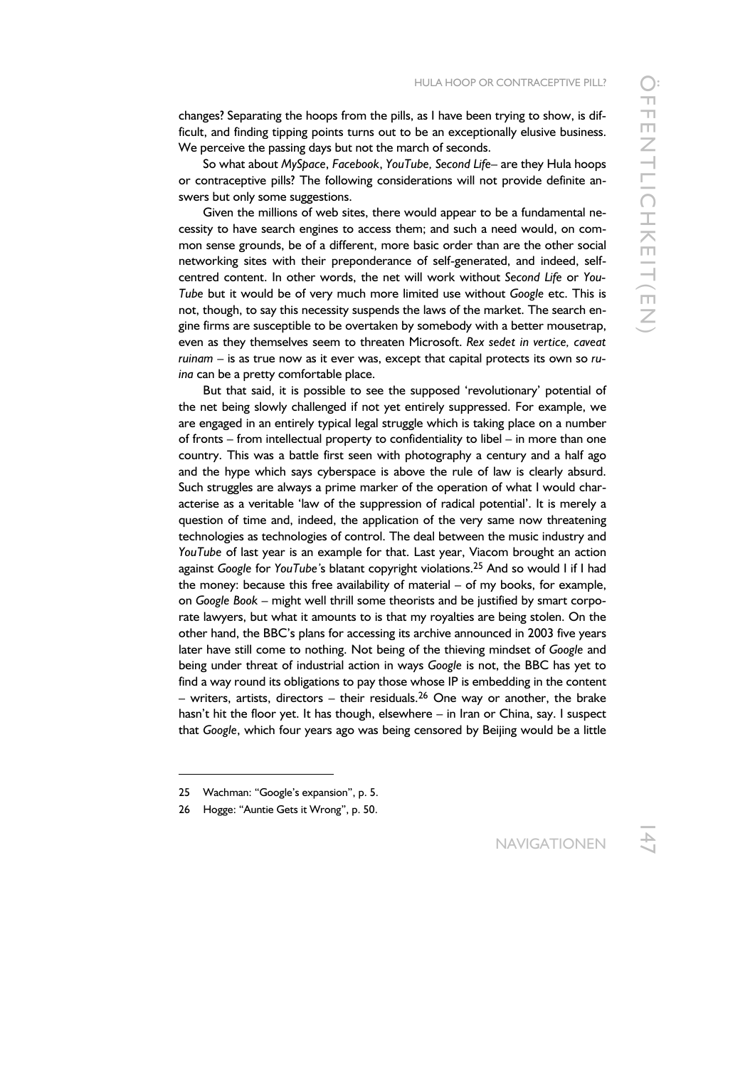changes? Separating the hoops from the pills, as I have been trying to show, is difficult, and finding tipping points turns out to be an exceptionally elusive business. We perceive the passing days but not the march of seconds.

So what about *MySpace*, *Facebook*, *YouTube, Second Life*– are they Hula hoops or contraceptive pills? The following considerations will not provide definite answers but only some suggestions.

Given the millions of web sites, there would appear to be a fundamental necessity to have search engines to access them; and such a need would, on common sense grounds, be of a different, more basic order than are the other social networking sites with their preponderance of self-generated, and indeed, self-centred content. In other words, the net will work without *Second Life* or *YouTube* but it would be of very much more limited use without *Google* etc. This is not, though, to say this necessity suspends the laws of the market. The search engine firms are susceptible to be overtaken by somebody with a better mousetrap, even as they themselves seem to threaten Microsoft. *Rex sedet in vertice, caveat ruinam* – is as true now as it ever was, except that capital protects its own so *ruina* can be a pretty comfortable place.

But that said, it is possible to see the supposed 'revolutionary' potential of the net being slowly challenged if not yet entirely suppressed. For example, we are engaged in an entirely typical legal struggle which is taking place on a number of fronts – from intellectual property to confidentiality to libel – in more than one country. This was a battle first seen with photography a century and a half ago and the hype which says cyberspace is above the rule of law is clearly absurd. Such struggles are always a prime marker of the operation of what I would characterise as a veritable 'law of the suppression of radical potential'. It is merely a question of time and, indeed, the application of the very same now threatening technologies as technologies of control. The deal between the music industry and *YouTube* of last year is an example for that. Last year, Viacom brought an action against *Google* for *YouTube's* blatant copyright violations.[25] And so would I if I had the money: because this free availability of material – of my books, for example, on *Google Book* – might well thrill some theorists and be justified by smart corporate lawyers, but what it amounts to is that my royalties are being stolen. On the other hand, the BBC's plans for accessing its archive announced in 2003 five years later have still come to nothing. Not being of the thieving mindset of *Google* and being under threat of industrial action in ways *Google* is not, the BBC has yet to find a way round its obligations to pay those whose IP is embedding in the content – writers, artists, directors – their residuals.[26] One way or another, the brake hasn't hit the floor yet. It has though, elsewhere – in Iran or China, say. I suspect that *Google*, which four years ago was being censored by Beijing would be a little

---

25 Wachman: "Google's expansion", p. 5.

26 Hogge: "Auntie Gets it Wrong", p. 50.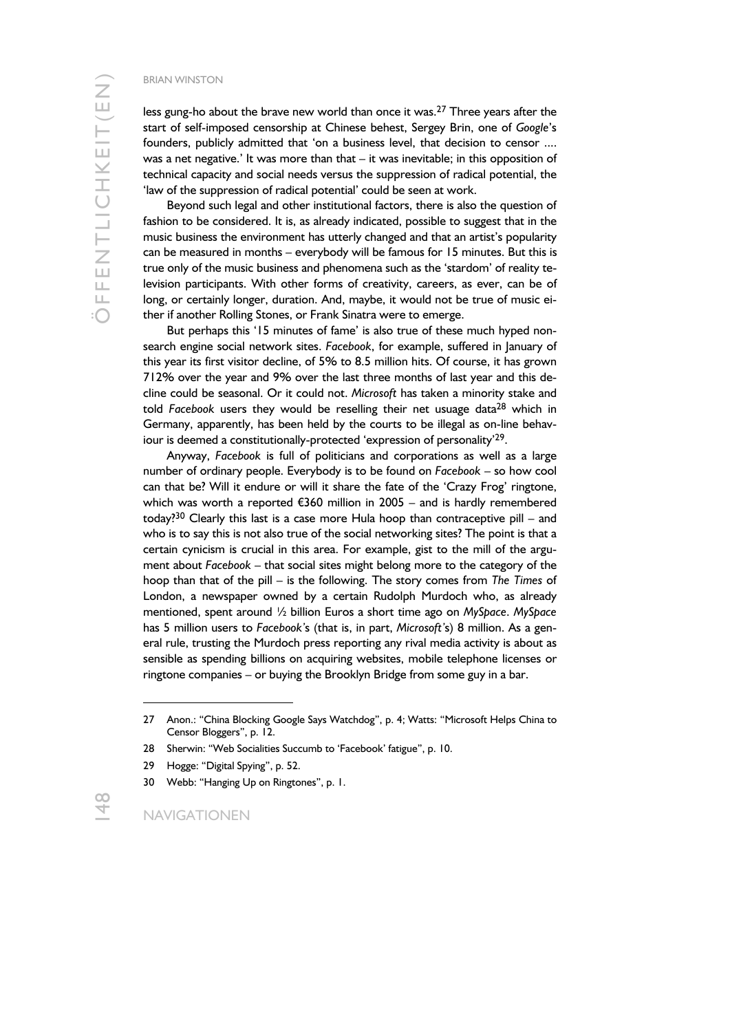less gung-ho about the brave new world than once it was.[27] Three years after the start of self-imposed censorship at Chinese behest, Sergey Brin, one of *Google*'s founders, publicly admitted that 'on a business level, that decision to censor .... was a net negative.' It was more than that – it was inevitable; in this opposition of technical capacity and social needs versus the suppression of radical potential, the 'law of the suppression of radical potential' could be seen at work.

Beyond such legal and other institutional factors, there is also the question of fashion to be considered. It is, as already indicated, possible to suggest that in the music business the environment has utterly changed and that an artist's popularity can be measured in months – everybody will be famous for 15 minutes. But this is true only of the music business and phenomena such as the 'stardom' of reality television participants. With other forms of creativity, careers, as ever, can be of long, or certainly longer, duration. And, maybe, it would not be true of music either if another Rolling Stones, or Frank Sinatra were to emerge.

But perhaps this '15 minutes of fame' is also true of these much hyped non-search engine social network sites. *Facebook*, for example, suffered in January of this year its first visitor decline, of 5% to 8.5 million hits. Of course, it has grown 712% over the year and 9% over the last three months of last year and this decline could be seasonal. Or it could not. *Microsoft* has taken a minority stake and told *Facebook* users they would be reselling their net usage data[28] which in Germany, apparently, has been held by the courts to be illegal as on-line behaviour is deemed a constitutionally-protected 'expression of personality'[29].

Anyway, *Facebook* is full of politicians and corporations as well as a large number of ordinary people. Everybody is to be found on *Facebook* – so how cool can that be? Will it endure or will it share the fate of the 'Crazy Frog' ringtone, which was worth a reported €360 million in 2005 – and is hardly remembered today?[30] Clearly this last is a case more Hula hoop than contraceptive pill – and who is to say this is not also true of the social networking sites? The point is that a certain cynicism is crucial in this area. For example, gist to the mill of the argument about *Facebook* – that social sites might belong more to the category of the hoop than that of the pill – is the following. The story comes from *The Times* of London, a newspaper owned by a certain Rudolph Murdoch who, as already mentioned, spent around ½ billion Euros a short time ago on *MySpace*. *MySpace* has 5 million users to *Facebook*'s (that is, in part, *Microsoft*'s) 8 million. As a general rule, trusting the Murdoch press reporting any rival media activity is about as sensible as spending billions on acquiring websites, mobile telephone licenses or ringtone companies – or buying the Brooklyn Bridge from some guy in a bar.

---

27 Anon.: "China Blocking Google Says Watchdog", p. 4; Watts: "Microsoft Helps China to Censor Bloggers", p. 12.

28 Sherwin: "Web Socialities Succumb to 'Facebook' fatigue", p. 10.

29 Hogge: "Digital Spying", p. 52.

30 Webb: "Hanging Up on Ringtones", p. 1.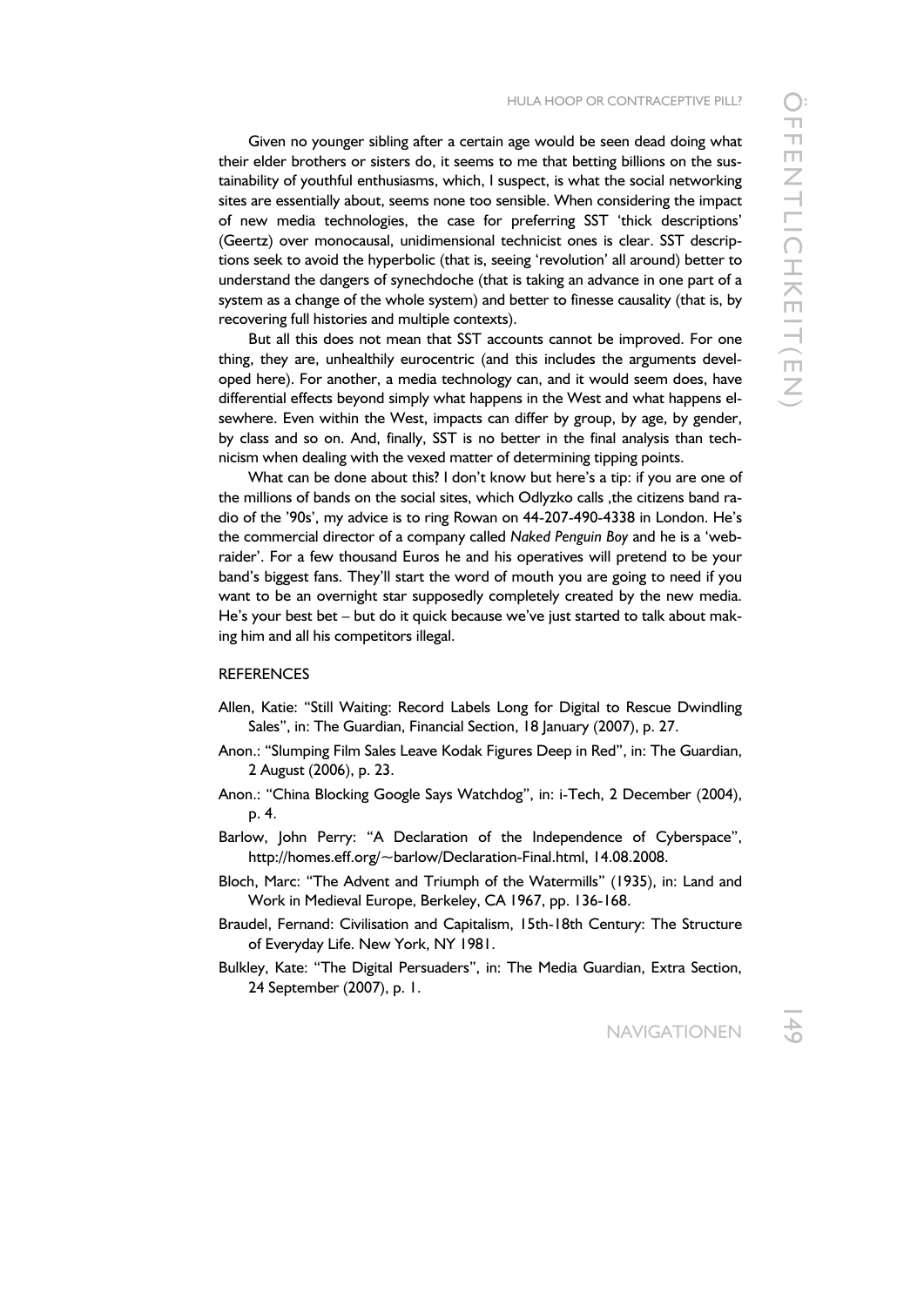Given no younger sibling after a certain age would be seen dead doing what their elder brothers or sisters do, it seems to me that betting billions on the sustainability of youthful enthusiasms, which, I suspect, is what the social networking sites are essentially about, seems none too sensible. When considering the impact of new media technologies, the case for preferring SST 'thick descriptions' (Geertz) over monocausal, unidimensional technicist ones is clear. SST descriptions seek to avoid the hyperbolic (that is, seeing 'revolution' all around) better to understand the dangers of synechdoche (that is taking an advance in one part of a system as a change of the whole system) and better to finesse causality (that is, by recovering full histories and multiple contexts).

But all this does not mean that SST accounts cannot be improved. For one thing, they are, unhealthily eurocentric (and this includes the arguments developed here). For another, a media technology can, and it would seem does, have differential effects beyond simply what happens in the West and what happens elsewhere. Even within the West, impacts can differ by group, by age, by gender, by class and so on. And, finally, SST is no better in the final analysis than technicism when dealing with the vexed matter of determining tipping points.

What can be done about this? I don't know but here's a tip: if you are one of the millions of bands on the social sites, which Odlyzko calls ‚the citizens band radio of the '90s', my advice is to ring Rowan on 44-207-490-4338 in London. He's the commercial director of a company called *Naked Penguin Boy* and he is a 'web-raider'. For a few thousand Euros he and his operatives will pretend to be your band's biggest fans. They'll start the word of mouth you are going to need if you want to be an overnight star supposedly completely created by the new media. He's your best bet – but do it quick because we've just started to talk about making him and all his competitors illegal.

## REFERENCES

Allen, Katie: "Still Waiting: Record Labels Long for Digital to Rescue Dwindling Sales", in: The Guardian, Financial Section, 18 January (2007), p. 27.

Anon.: "Slumping Film Sales Leave Kodak Figures Deep in Red", in: The Guardian, 2 August (2006), p. 23.

Anon.: "China Blocking Google Says Watchdog", in: i-Tech, 2 December (2004), p. 4.

Barlow, John Perry: "A Declaration of the Independence of Cyberspace", http://homes.eff.org/~barlow/Declaration-Final.html, 14.08.2008.

Bloch, Marc: "The Advent and Triumph of the Watermills" (1935), in: Land and Work in Medieval Europe, Berkeley, CA 1967, pp. 136-168.

Braudel, Fernand: Civilisation and Capitalism, 15th-18th Century: The Structure of Everyday Life. New York, NY 1981.

Bulkley, Kate: "The Digital Persuaders", in: The Media Guardian, Extra Section, 24 September (2007), p. 1.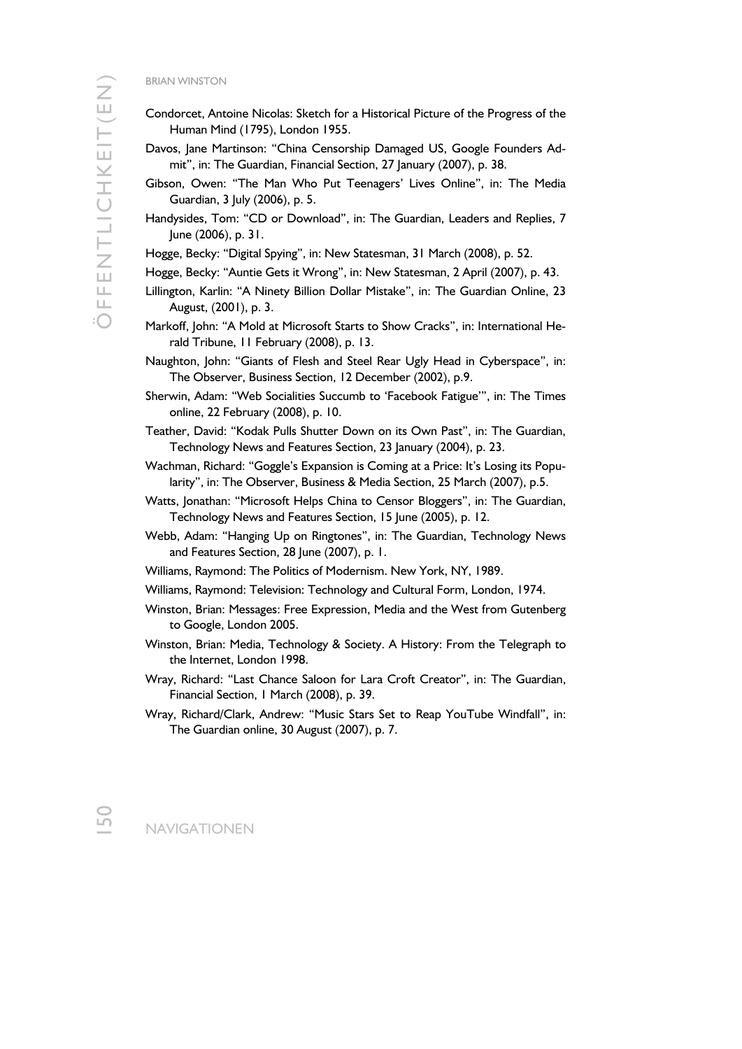Condorcet, Antoine Nicolas: Sketch for a Historical Picture of the Progress of the Human Mind (1795), London 1955.

Davos, Jane Martinson: "China Censorship Damaged US, Google Founders Admit", in: The Guardian, Financial Section, 27 January (2007), p. 38.

Gibson, Owen: "The Man Who Put Teenagers' Lives Online", in: The Media Guardian, 3 July (2006), p. 5.

Handysides, Tom: "CD or Download", in: The Guardian, Leaders and Replies, 7 June (2006), p. 31.

Hogge, Becky: "Digital Spying", in: New Statesman, 31 March (2008), p. 52.

Hogge, Becky: "Auntie Gets it Wrong", in: New Statesman, 2 April (2007), p. 43.

Lillington, Karlin: "A Ninety Billion Dollar Mistake", in: The Guardian Online, 23 August, (2001), p. 3.

Markoff, John: "A Mold at Microsoft Starts to Show Cracks", in: International Herald Tribune, 11 February (2008), p. 13.

Naughton, John: "Giants of Flesh and Steel Rear Ugly Head in Cyberspace", in: The Observer, Business Section, 12 December (2002), p.9.

Sherwin, Adam: "Web Socialities Succumb to 'Facebook Fatigue'", in: The Times online, 22 February (2008), p. 10.

Teather, David: "Kodak Pulls Shutter Down on its Own Past", in: The Guardian, Technology News and Features Section, 23 January (2004), p. 23.

Wachman, Richard: "Goggle's Expansion is Coming at a Price: It's Losing its Popularity", in: The Observer, Business & Media Section, 25 March (2007), p.5.

Watts, Jonathan: "Microsoft Helps China to Censor Bloggers", in: The Guardian, Technology News and Features Section, 15 June (2005), p. 12.

Webb, Adam: "Hanging Up on Ringtones", in: The Guardian, Technology News and Features Section, 28 June (2007), p. 1.

Williams, Raymond: The Politics of Modernism. New York, NY, 1989.

Williams, Raymond: Television: Technology and Cultural Form, London, 1974.

Winston, Brian: Messages: Free Expression, Media and the West from Gutenberg to Google, London 2005.

Winston, Brian: Media, Technology & Society. A History: From the Telegraph to the Internet, London 1998.

Wray, Richard: "Last Chance Saloon for Lara Croft Creator", in: The Guardian, Financial Section, 1 March (2008), p. 39.

Wray, Richard/Clark, Andrew: "Music Stars Set to Reap YouTube Windfall", in: The Guardian online, 30 August (2007), p. 7.